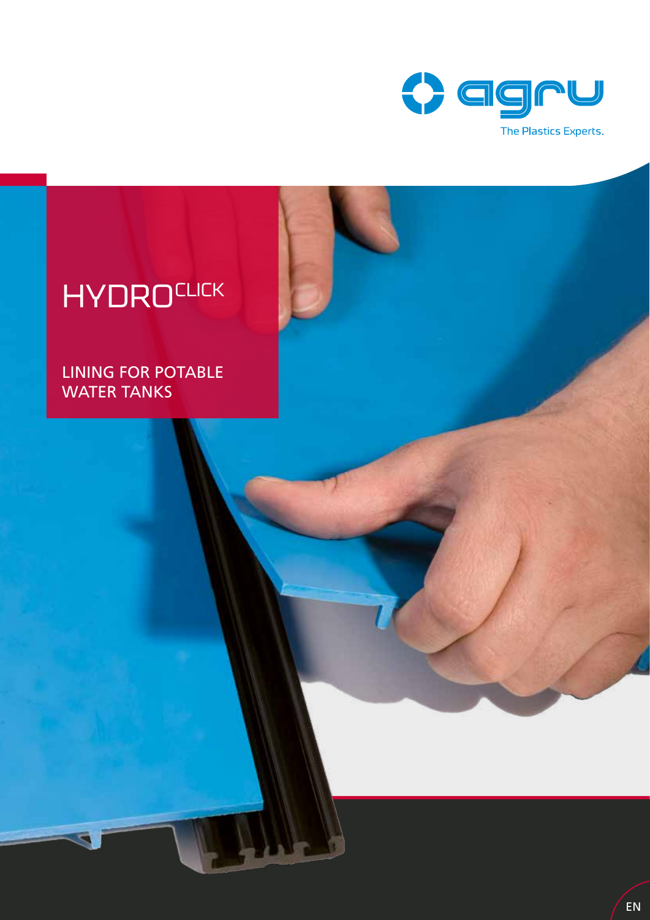agru

The Plastics Experts.

# HYDRO CLICK

## LINING FOR POTABLE WATER TANKS

EN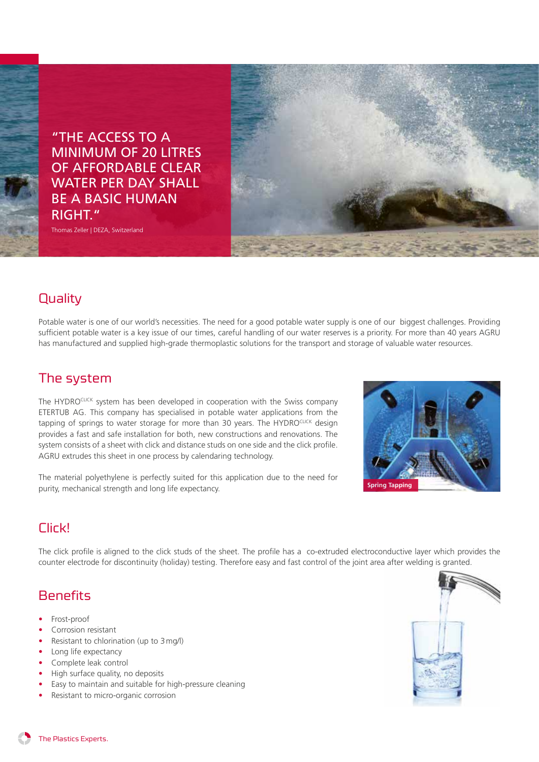"THE ACCESS TO A MINIMUM OF 20 LITRES OF AFFORDABLE CLEAR WATER PER DAY SHALL BE A BASIC HUMAN RIGHT."

Thomas Zeller | DEZA, Switzerland

## Quality

Potable water is one of our world's necessities. The need for a good potable water supply is one of our biggest challenges. Providing sufficient potable water is a key issue of our times, careful handling of our water reserves is a priority. For more than 40 years AGRU has manufactured and supplied high-grade thermoplastic solutions for the transport and storage of valuable water resources.

## The system

The HYDRO[CLICK] system has been developed in cooperation with the Swiss company ETERTUB AG. This company has specialised in potable water applications from the tapping of springs to water storage for more than 30 years. The HYDRO[CLICK] design provides a fast and safe installation for both, new constructions and renovations. The system consists of a sheet with click and distance studs on one side and the click profile. AGRU extrudes this sheet in one process by calendaring technology.

The material polyethylene is perfectly suited for this application due to the need for purity, mechanical strength and long life expectancy.

Spring Tapping

## Click!

The click profile is aligned to the click studs of the sheet. The profile has a co-extruded electroconductive layer which provides the counter electrode for discontinuity (holiday) testing. Therefore easy and fast control of the joint area after welding is granted.

## Benefits

- Frost-proof
- Corrosion resistant
- Resistant to chlorination (up to 3 mg/l)
- Long life expectancy
- Complete leak control
- High surface quality, no deposits
- Easy to maintain and suitable for high-pressure cleaning
- Resistant to micro-organic corrosion

The Plastics Experts.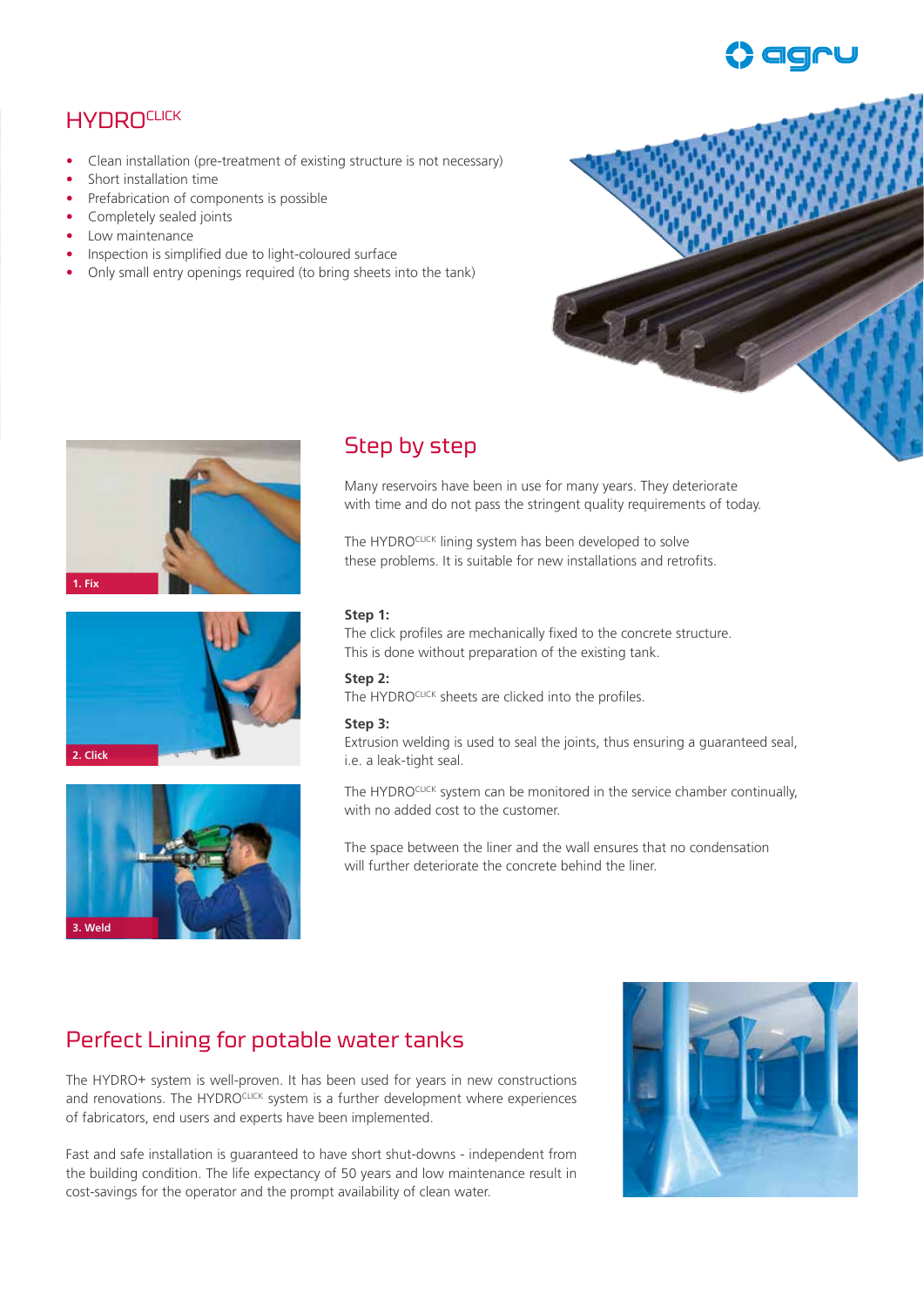# HYDRO[CLICK]

- Clean installation (pre-treatment of existing structure is not necessary)
- Short installation time
- Prefabrication of components is possible
- Completely sealed joints
- Low maintenance
- Inspection is simplified due to light-coloured surface
- Only small entry openings required (to bring sheets into the tank)

1. Fix

2. Click

3. Weld

## Step by step

Many reservoirs have been in use for many years. They deteriorate with time and do not pass the stringent quality requirements of today.

The HYDRO[CLICK] lining system has been developed to solve these problems. It is suitable for new installations and retrofits.

**Step 1:**
The click profiles are mechanically fixed to the concrete structure. This is done without preparation of the existing tank.

**Step 2:**
The HYDRO[CLICK] sheets are clicked into the profiles.

**Step 3:**
Extrusion welding is used to seal the joints, thus ensuring a guaranteed seal, i.e. a leak-tight seal.

The HYDRO[CLICK] system can be monitored in the service chamber continually, with no added cost to the customer.

The space between the liner and the wall ensures that no condensation will further deteriorate the concrete behind the liner.

## Perfect Lining for potable water tanks

The HYDRO+ system is well-proven. It has been used for years in new constructions and renovations. The HYDRO[CLICK] system is a further development where experiences of fabricators, end users and experts have been implemented.

Fast and safe installation is guaranteed to have short shut-downs - independent from the building condition. The life expectancy of 50 years and low maintenance result in cost-savings for the operator and the prompt availability of clean water.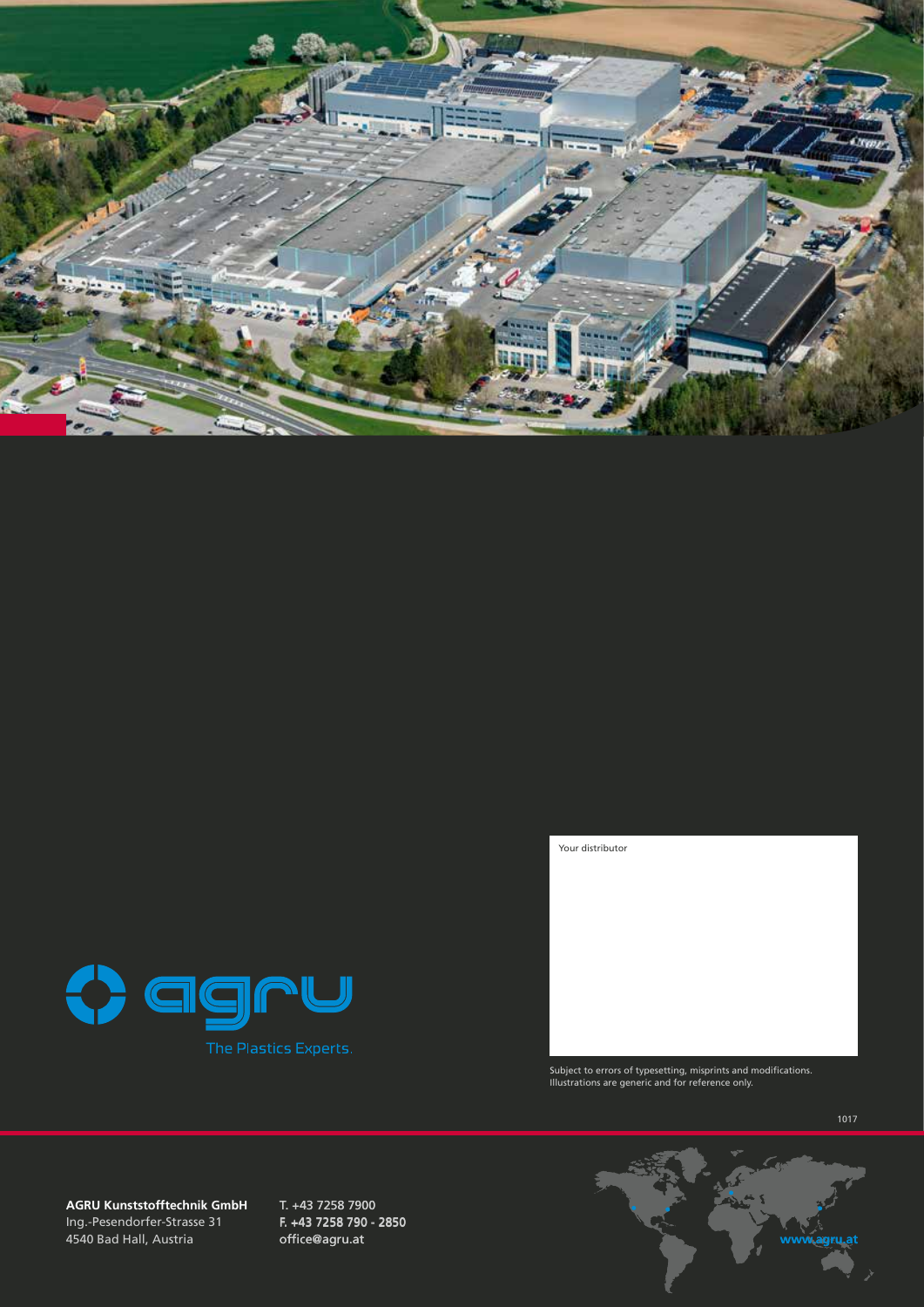The Plastics Experts.

Your distributor

Subject to errors of typesetting, misprints and modifications.
Illustrations are generic and for reference only.

1017

**AGRU Kunststofftechnik GmbH**
Ing.-Pesendorfer-Strasse 31
4540 Bad Hall, Austria

T. +43 7258 7900
F. +43 7258 790 - 2850
office@agru.at

www.agru.at